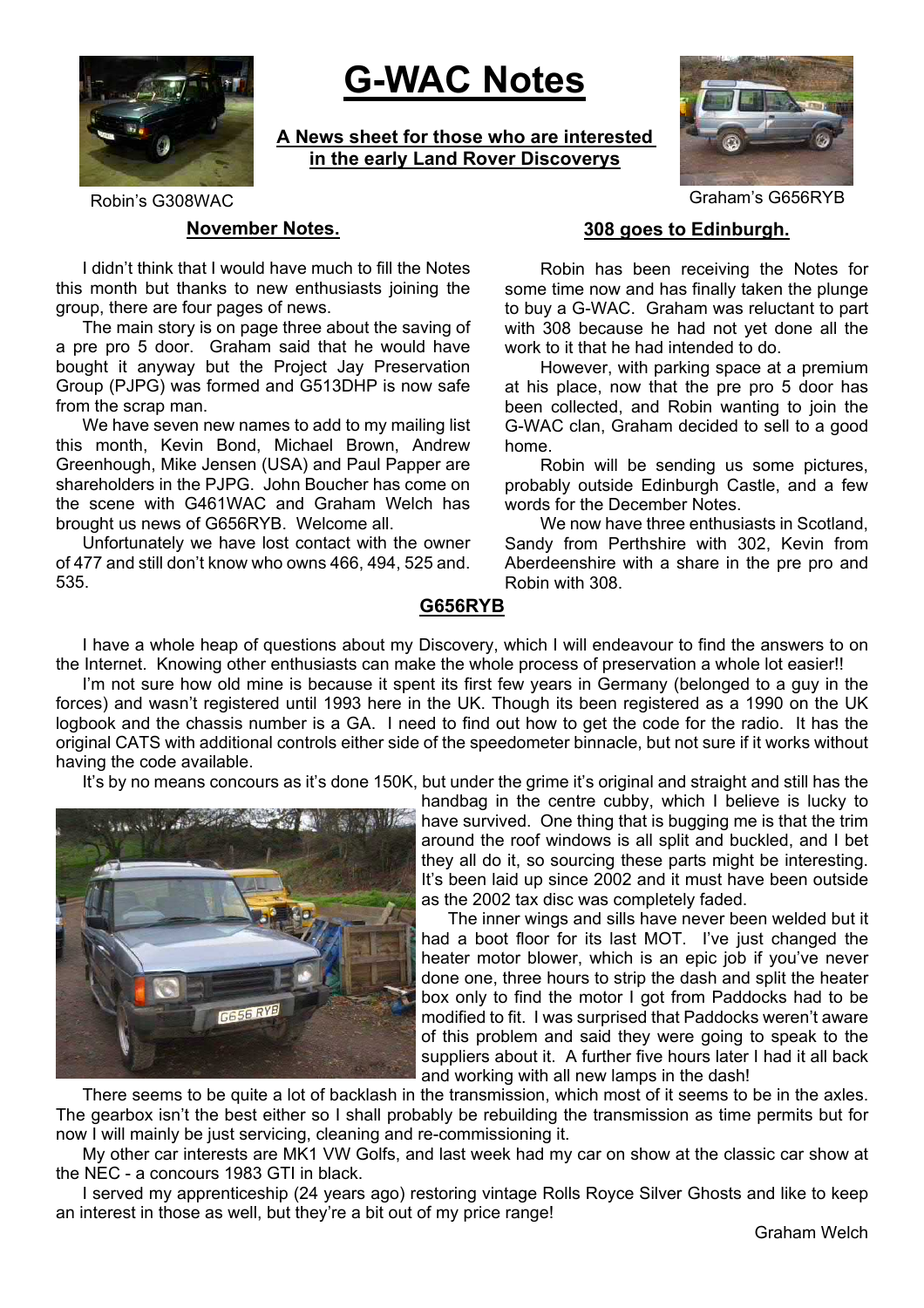# G-WAC Notes

**A News sheet for those who are interested in the early Land Rover Discoverys**

Robin's G308WAC

Graham's G656RYB

## November Notes.

I didn't think that I would have much to fill the Notes this month but thanks to new enthusiasts joining the group, there are four pages of news.

The main story is on page three about the saving of a pre pro 5 door. Graham said that he would have bought it anyway but the Project Jay Preservation Group (PJPG) was formed and G513DHP is now safe from the scrap man.

We have seven new names to add to my mailing list this month, Kevin Bond, Michael Brown, Andrew Greenhough, Mike Jensen (USA) and Paul Papper are shareholders in the PJPG. John Boucher has come on the scene with G461WAC and Graham Welch has brought us news of G656RYB. Welcome all.

Unfortunately we have lost contact with the owner of 477 and still don't know who owns 466, 494, 525 and 535.

## 308 goes to Edinburgh.

Robin has been receiving the Notes for some time now and has finally taken the plunge to buy a G-WAC. Graham was reluctant to part with 308 because he had not yet done all the work to it that he had intended to do.

However, with parking space at a premium at his place, now that the pre pro 5 door has been collected, and Robin wanting to join the G-WAC clan, Graham decided to sell to a good home.

Robin will be sending us some pictures, probably outside Edinburgh Castle, and a few words for the December Notes.

We now have three enthusiasts in Scotland, Sandy from Perthshire with 302, Kevin from Aberdeenshire with a share in the pre pro and Robin with 308.

## G656RYB

I have a whole heap of questions about my Discovery, which I will endeavour to find the answers to on the Internet. Knowing other enthusiasts can make the whole process of preservation a whole lot easier!!

I'm not sure how old mine is because it spent its first few years in Germany (belonged to a guy in the forces) and wasn't registered until 1993 here in the UK. Though its been registered as a 1990 on the UK logbook and the chassis number is a GA. I need to find out how to get the code for the radio. It has the original CATS with additional controls either side of the speedometer binnacle, but not sure if it works without having the code available.

It's by no means concours as it's done 150K, but under the grime it's original and straight and still has the handbag in the centre cubby, which I believe is lucky to have survived. One thing that is bugging me is that the trim around the roof windows is all split and buckled, and I bet they all do it, so sourcing these parts might be interesting. It's been laid up since 2002 and it must have been outside as the 2002 tax disc was completely faded.

The inner wings and sills have never been welded but it had a boot floor for its last MOT. I've just changed the heater motor blower, which is an epic job if you've never done one, three hours to strip the dash and split the heater box only to find the motor I got from Paddocks had to be modified to fit. I was surprised that Paddocks weren't aware of this problem and said they were going to speak to the suppliers about it. A further five hours later I had it all back and working with all new lamps in the dash!

There seems to be quite a lot of backlash in the transmission, which most of it seems to be in the axles. The gearbox isn't the best either so I shall probably be rebuilding the transmission as time permits but for now I will mainly be just servicing, cleaning and re-commissioning it.

My other car interests are MK1 VW Golfs, and last week had my car on show at the classic car show at the NEC - a concours 1983 GTI in black.

I served my apprenticeship (24 years ago) restoring vintage Rolls Royce Silver Ghosts and like to keep an interest in those as well, but they're a bit out of my price range!

Graham Welch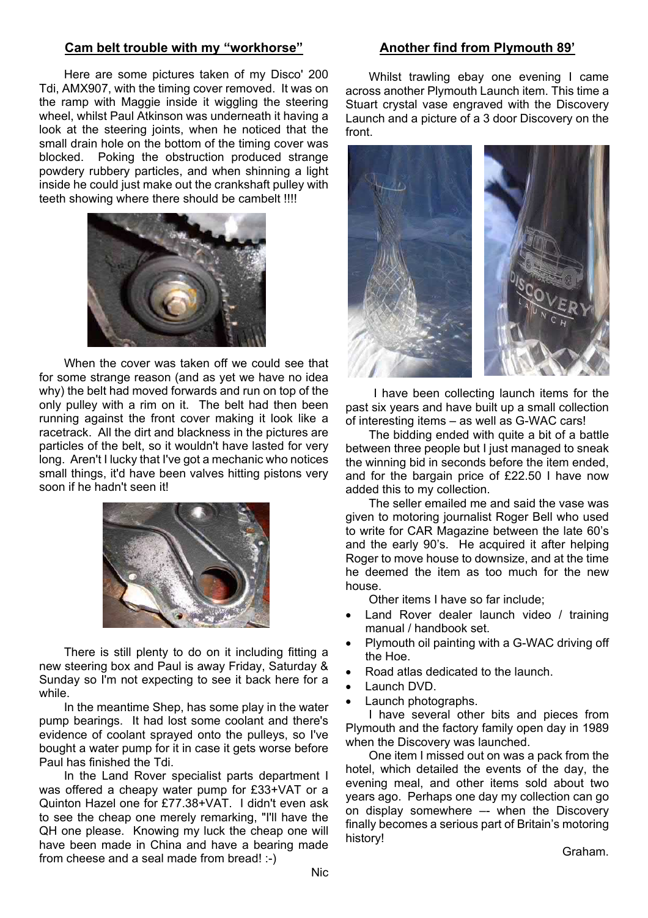## Cam belt trouble with my "workhorse"

Here are some pictures taken of my Disco' 200 Tdi, AMX907, with the timing cover removed. It was on the ramp with Maggie inside it wiggling the steering wheel, whilst Paul Atkinson was underneath it having a look at the steering joints, when he noticed that the small drain hole on the bottom of the timing cover was blocked. Poking the obstruction produced strange powdery rubbery particles, and when shinning a light inside he could just make out the crankshaft pulley with teeth showing where there should be cambelt !!!!

When the cover was taken off we could see that for some strange reason (and as yet we have no idea why) the belt had moved forwards and run on top of the only pulley with a rim on it. The belt had then been running against the front cover making it look like a racetrack. All the dirt and blackness in the pictures are particles of the belt, so it wouldn't have lasted for very long. Aren't I lucky that I've got a mechanic who notices small things, it'd have been valves hitting pistons very soon if he hadn't seen it!

There is still plenty to do on it including fitting a new steering box and Paul is away Friday, Saturday & Sunday so I'm not expecting to see it back here for a while.

In the meantime Shep, has some play in the water pump bearings. It had lost some coolant and there's evidence of coolant sprayed onto the pulleys, so I've bought a water pump for it in case it gets worse before Paul has finished the Tdi.

In the Land Rover specialist parts department I was offered a cheapy water pump for £33+VAT or a Quinton Hazel one for £77.38+VAT. I didn't even ask to see the cheap one merely remarking, "I'll have the QH one please. Knowing my luck the cheap one will have been made in China and have a bearing made from cheese and a seal made from bread! :-)

Nic

## Another find from Plymouth 89'

Whilst trawling ebay one evening I came across another Plymouth Launch item. This time a Stuart crystal vase engraved with the Discovery Launch and a picture of a 3 door Discovery on the front.

I have been collecting launch items for the past six years and have built up a small collection of interesting items – as well as G-WAC cars!

The bidding ended with quite a bit of a battle between three people but I just managed to sneak the winning bid in seconds before the item ended, and for the bargain price of £22.50 I have now added this to my collection.

The seller emailed me and said the vase was given to motoring journalist Roger Bell who used to write for CAR Magazine between the late 60's and the early 90's. He acquired it after helping Roger to move house to downsize, and at the time he deemed the item as too much for the new house.

Other items I have so far include;

- Land Rover dealer launch video / training manual / handbook set.
- Plymouth oil painting with a G-WAC driving off the Hoe.
- Road atlas dedicated to the launch.
- Launch DVD.
- Launch photographs.

I have several other bits and pieces from Plymouth and the factory family open day in 1989 when the Discovery was launched.

One item I missed out on was a pack from the hotel, which detailed the events of the day, the evening meal, and other items sold about two years ago. Perhaps one day my collection can go on display somewhere –- when the Discovery finally becomes a serious part of Britain's motoring history!

Graham.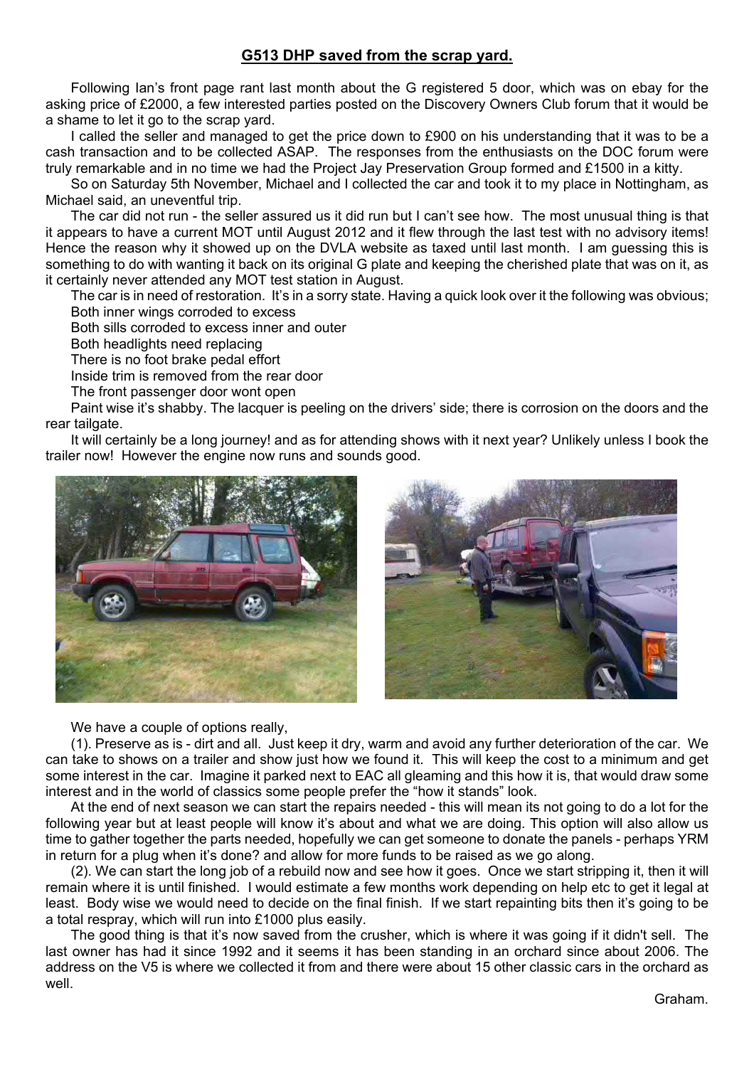## G513 DHP saved from the scrap yard.

Following Ian's front page rant last month about the G registered 5 door, which was on ebay for the asking price of £2000, a few interested parties posted on the Discovery Owners Club forum that it would be a shame to let it go to the scrap yard.

I called the seller and managed to get the price down to £900 on his understanding that it was to be a cash transaction and to be collected ASAP. The responses from the enthusiasts on the DOC forum were truly remarkable and in no time we had the Project Jay Preservation Group formed and £1500 in a kitty.

So on Saturday 5th November, Michael and I collected the car and took it to my place in Nottingham, as Michael said, an uneventful trip.

The car did not run - the seller assured us it did run but I can't see how. The most unusual thing is that it appears to have a current MOT until August 2012 and it flew through the last test with no advisory items! Hence the reason why it showed up on the DVLA website as taxed until last month. I am guessing this is something to do with wanting it back on its original G plate and keeping the cherished plate that was on it, as it certainly never attended any MOT test station in August.

The car is in need of restoration. It's in a sorry state. Having a quick look over it the following was obvious;

Both inner wings corroded to excess
Both sills corroded to excess inner and outer
Both headlights need replacing
There is no foot brake pedal effort
Inside trim is removed from the rear door
The front passenger door wont open

Paint wise it's shabby. The lacquer is peeling on the drivers' side; there is corrosion on the doors and the rear tailgate.

It will certainly be a long journey! and as for attending shows with it next year? Unlikely unless I book the trailer now! However the engine now runs and sounds good.

We have a couple of options really,

(1). Preserve as is - dirt and all. Just keep it dry, warm and avoid any further deterioration of the car. We can take to shows on a trailer and show just how we found it. This will keep the cost to a minimum and get some interest in the car. Imagine it parked next to EAC all gleaming and this how it is, that would draw some interest and in the world of classics some people prefer the "how it stands" look.

At the end of next season we can start the repairs needed - this will mean its not going to do a lot for the following year but at least people will know it's about and what we are doing. This option will also allow us time to gather together the parts needed, hopefully we can get someone to donate the panels - perhaps YRM in return for a plug when it's done? and allow for more funds to be raised as we go along.

(2). We can start the long job of a rebuild now and see how it goes. Once we start stripping it, then it will remain where it is until finished. I would estimate a few months work depending on help etc to get it legal at least. Body wise we would need to decide on the final finish. If we start repainting bits then it's going to be a total respray, which will run into £1000 plus easily.

The good thing is that it's now saved from the crusher, which is where it was going if it didn't sell. The last owner has had it since 1992 and it seems it has been standing in an orchard since about 2006. The address on the V5 is where we collected it from and there were about 15 other classic cars in the orchard as well.

Graham.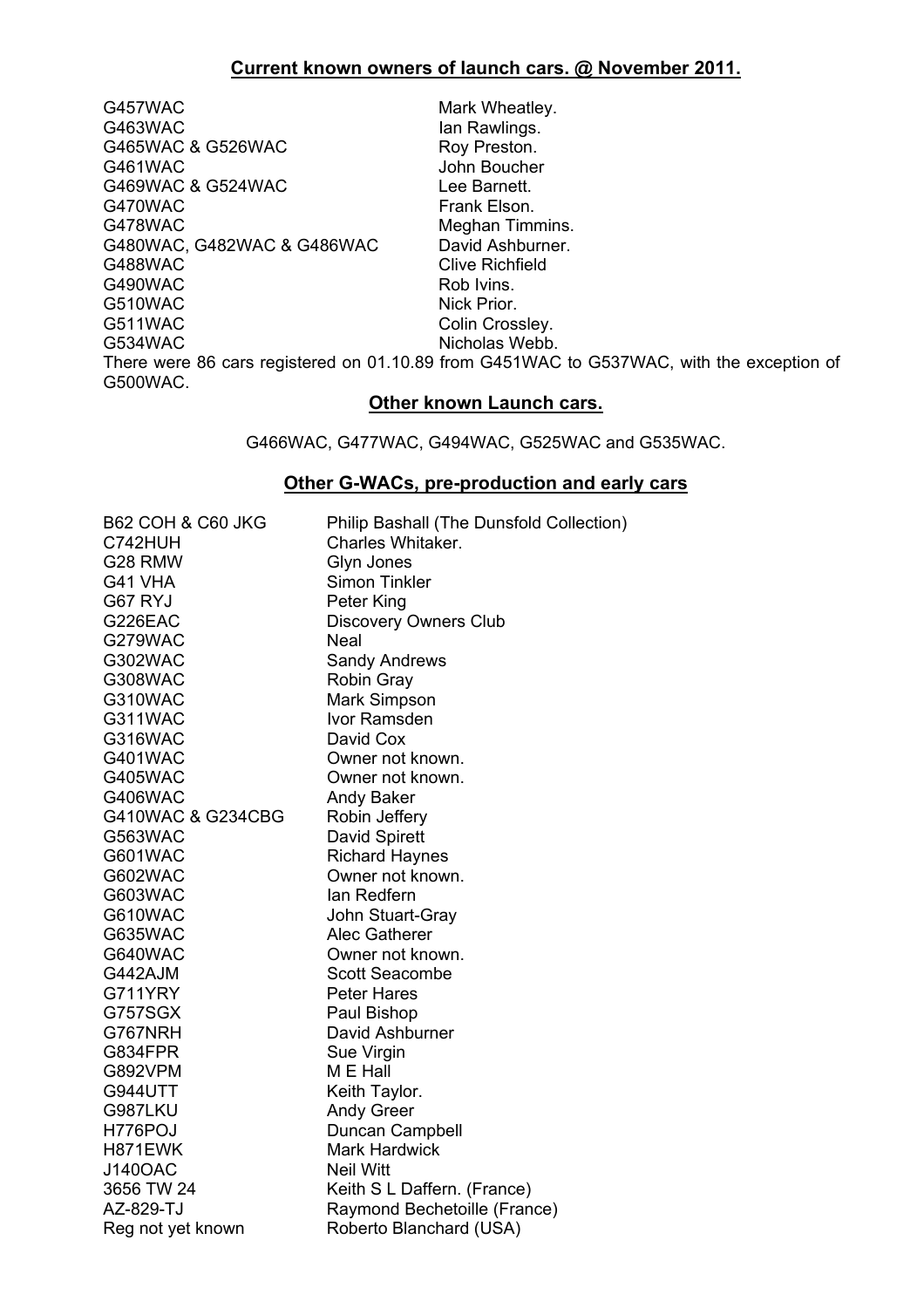## Current known owners of launch cars. @ November 2011.

| | |
|---|---|
| G457WAC | Mark Wheatley. |
| G463WAC | Ian Rawlings. |
| G465WAC & G526WAC | Roy Preston. |
| G461WAC | John Boucher |
| G469WAC & G524WAC | Lee Barnett. |
| G470WAC | Frank Elson. |
| G478WAC | Meghan Timmins. |
| G480WAC, G482WAC & G486WAC | David Ashburner. |
| G488WAC | Clive Richfield |
| G490WAC | Rob Ivins. |
| G510WAC | Nick Prior. |
| G511WAC | Colin Crossley. |
| G534WAC | Nicholas Webb. |

There were 86 cars registered on 01.10.89 from G451WAC to G537WAC, with the exception of G500WAC.

## Other known Launch cars.

G466WAC, G477WAC, G494WAC, G525WAC and G535WAC.

## Other G-WACs, pre-production and early cars

| | |
|---|---|
| B62 COH & C60 JKG | Philip Bashall (The Dunsfold Collection) |
| C742HUH | Charles Whitaker. |
| G28 RMW | Glyn Jones |
| G41 VHA | Simon Tinkler |
| G67 RYJ | Peter King |
| G226EAC | Discovery Owners Club |
| G279WAC | Neal |
| G302WAC | Sandy Andrews |
| G308WAC | Robin Gray |
| G310WAC | Mark Simpson |
| G311WAC | Ivor Ramsden |
| G316WAC | David Cox |
| G401WAC | Owner not known. |
| G405WAC | Owner not known. |
| G406WAC | Andy Baker |
| G410WAC & G234CBG | Robin Jeffery |
| G563WAC | David Spirett |
| G601WAC | Richard Haynes |
| G602WAC | Owner not known. |
| G603WAC | Ian Redfern |
| G610WAC | John Stuart-Gray |
| G635WAC | Alec Gatherer |
| G640WAC | Owner not known. |
| G442AJM | Scott Seacombe |
| G711YRY | Peter Hares |
| G757SGX | Paul Bishop |
| G767NRH | David Ashburner |
| G834FPR | Sue Virgin |
| G892VPM | M E Hall |
| G944UTT | Keith Taylor. |
| G987LKU | Andy Greer |
| H776POJ | Duncan Campbell |
| H871EWK | Mark Hardwick |
| J140OAC | Neil Witt |
| 3656 TW 24 | Keith S L Daffern. (France) |
| AZ-829-TJ | Raymond Bechetoille (France) |
| Reg not yet known | Roberto Blanchard (USA) |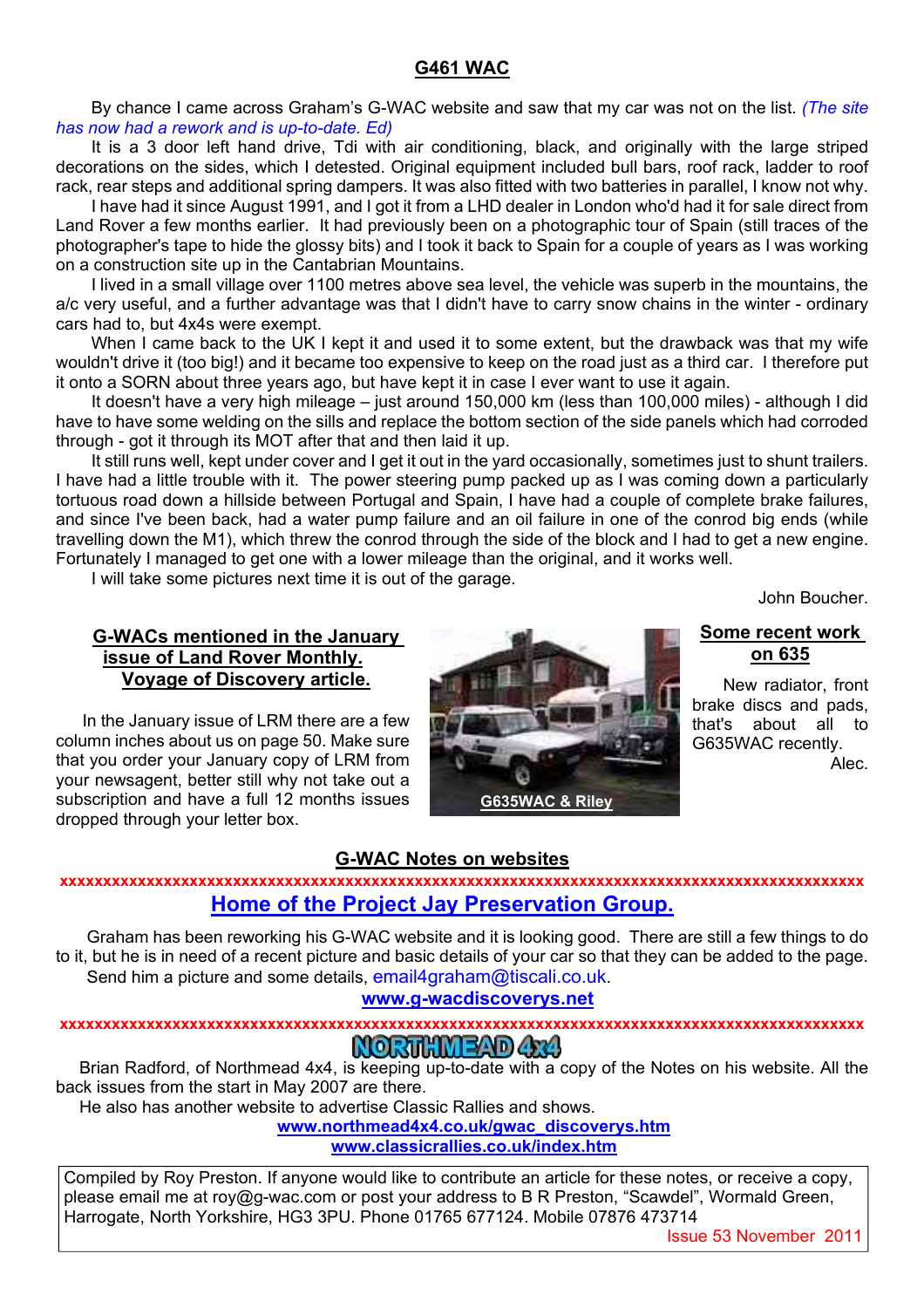## G461 WAC

By chance I came across Graham's G-WAC website and saw that my car was not on the list. *(The site has now had a rework and is up-to-date. Ed)*

It is a 3 door left hand drive, Tdi with air conditioning, black, and originally with the large striped decorations on the sides, which I detested. Original equipment included bull bars, roof rack, ladder to roof rack, rear steps and additional spring dampers. It was also fitted with two batteries in parallel, I know not why.

I have had it since August 1991, and I got it from a LHD dealer in London who'd had it for sale direct from Land Rover a few months earlier. It had previously been on a photographic tour of Spain (still traces of the photographer's tape to hide the glossy bits) and I took it back to Spain for a couple of years as I was working on a construction site up in the Cantabrian Mountains.

I lived in a small village over 1100 metres above sea level, the vehicle was superb in the mountains, the a/c very useful, and a further advantage was that I didn't have to carry snow chains in the winter - ordinary cars had to, but 4x4s were exempt.

When I came back to the UK I kept it and used it to some extent, but the drawback was that my wife wouldn't drive it (too big!) and it became too expensive to keep on the road just as a third car. I therefore put it onto a SORN about three years ago, but have kept it in case I ever want to use it again.

It doesn't have a very high mileage – just around 150,000 km (less than 100,000 miles) - although I did have to have some welding on the sills and replace the bottom section of the side panels which had corroded through - got it through its MOT after that and then laid it up.

It still runs well, kept under cover and I get it out in the yard occasionally, sometimes just to shunt trailers. I have had a little trouble with it. The power steering pump packed up as I was coming down a particularly tortuous road down a hillside between Portugal and Spain, I have had a couple of complete brake failures, and since I've been back, had a water pump failure and an oil failure in one of the conrod big ends (while travelling down the M1), which threw the conrod through the side of the block and I had to get a new engine. Fortunately I managed to get one with a lower mileage than the original, and it works well.

I will take some pictures next time it is out of the garage.

John Boucher.

## G-WACs mentioned in the January issue of Land Rover Monthly. Voyage of Discovery article.

In the January issue of LRM there are a few column inches about us on page 50. Make sure that you order your January copy of LRM from your newsagent, better still why not take out a subscription and have a full 12 months issues dropped through your letter box.

G635WAC & Riley

## Some recent work on 635

New radiator, front brake discs and pads, that's about all to G635WAC recently.

Alec.

## G-WAC Notes on websites

xxxxxxxxxxxxxxxxxxxxxxxxxxxxxxxxxxxxxxxxxxxxxxxxxxxxxxxxxxxxxxxxxxxxxxxxxxxxxxxxxxxxxxxxxxxxxxxxxx

### Home of the Project Jay Preservation Group.

Graham has been reworking his G-WAC website and it is looking good. There are still a few things to do to it, but he is in need of a recent picture and basic details of your car so that they can be added to the page. Send him a picture and some details, email4graham@tiscali.co.uk.

**www.g-wacdiscoverys.net**

xxxxxxxxxxxxxxxxxxxxxxxxxxxxxxxxxxxxxxxxxxxxxxxxxxxxxxxxxxxxxxxxxxxxxxxxxxxxxxxxxxxxxxxxxxxxxxxxxxxx

### NORTHMEAD 4x4

Brian Radford, of Northmead 4x4, is keeping up-to-date with a copy of the Notes on his website. All the back issues from the start in May 2007 are there.

He also has another website to advertise Classic Rallies and shows.

**www.northmead4x4.co.uk/gwac_discoverys.htm**
**www.classicrallies.co.uk/index.htm**

Compiled by Roy Preston. If anyone would like to contribute an article for these notes, or receive a copy, please email me at roy@g-wac.com or post your address to B R Preston, "Scawdel", Wormald Green, Harrogate, North Yorkshire, HG3 3PU. Phone 01765 677124. Mobile 07876 473714

Issue 53 November 2011